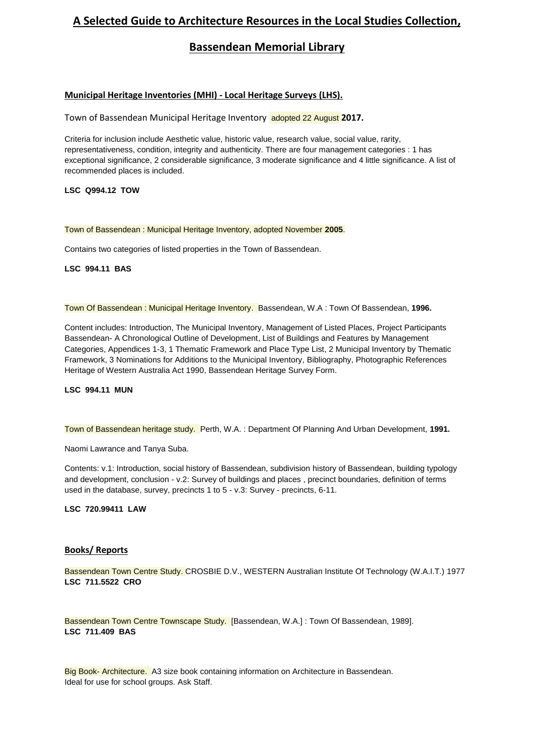# A Selected Guide to Architecture Resources in the Local Studies Collection,

# Bassendean Memorial Library

## Municipal Heritage Inventories (MHI) - Local Heritage Surveys (LHS).

Town of Bassendean Municipal Heritage Inventory adopted 22 August **2017.**

Criteria for inclusion include Aesthetic value, historic value, research value, social value, rarity, representativeness, condition, integrity and authenticity. There are four management categories : 1 has exceptional significance, 2 considerable significance, 3 moderate significance and 4 little significance. A list of recommended places is included.

**LSC Q994.12 TOW**

Town of Bassendean : Municipal Heritage Inventory, adopted November **2005**.

Contains two categories of listed properties in the Town of Bassendean.

**LSC 994.11 BAS**

Town Of Bassendean : Municipal Heritage Inventory. Bassendean, W.A : Town Of Bassendean, **1996.**

Content includes: Introduction, The Municipal Inventory, Management of Listed Places, Project Participants Bassendean- A Chronological Outline of Development, List of Buildings and Features by Management Categories, Appendices 1-3, 1 Thematic Framework and Place Type List, 2 Municipal Inventory by Thematic Framework, 3 Nominations for Additions to the Municipal Inventory, Bibliography, Photographic References Heritage of Western Australia Act 1990, Bassendean Heritage Survey Form.

**LSC 994.11 MUN**

Town of Bassendean heritage study. Perth, W.A. : Department Of Planning And Urban Development, **1991.**

Naomi Lawrance and Tanya Suba.

Contents: v.1: Introduction, social history of Bassendean, subdivision history of Bassendean, building typology and development, conclusion - v.2: Survey of buildings and places , precinct boundaries, definition of terms used in the database, survey, precincts 1 to 5 - v.3: Survey - precincts, 6-11.

**LSC 720.99411 LAW**

## Books/ Reports

Bassendean Town Centre Study. CROSBIE D.V., WESTERN Australian Institute Of Technology (W.A.I.T.) 1977
**LSC 711.5522 CRO**

Bassendean Town Centre Townscape Study. [Bassendean, W.A.] : Town Of Bassendean, 1989].
**LSC 711.409 BAS**

Big Book- Architecture. A3 size book containing information on Architecture in Bassendean.
Ideal for use for school groups. Ask Staff.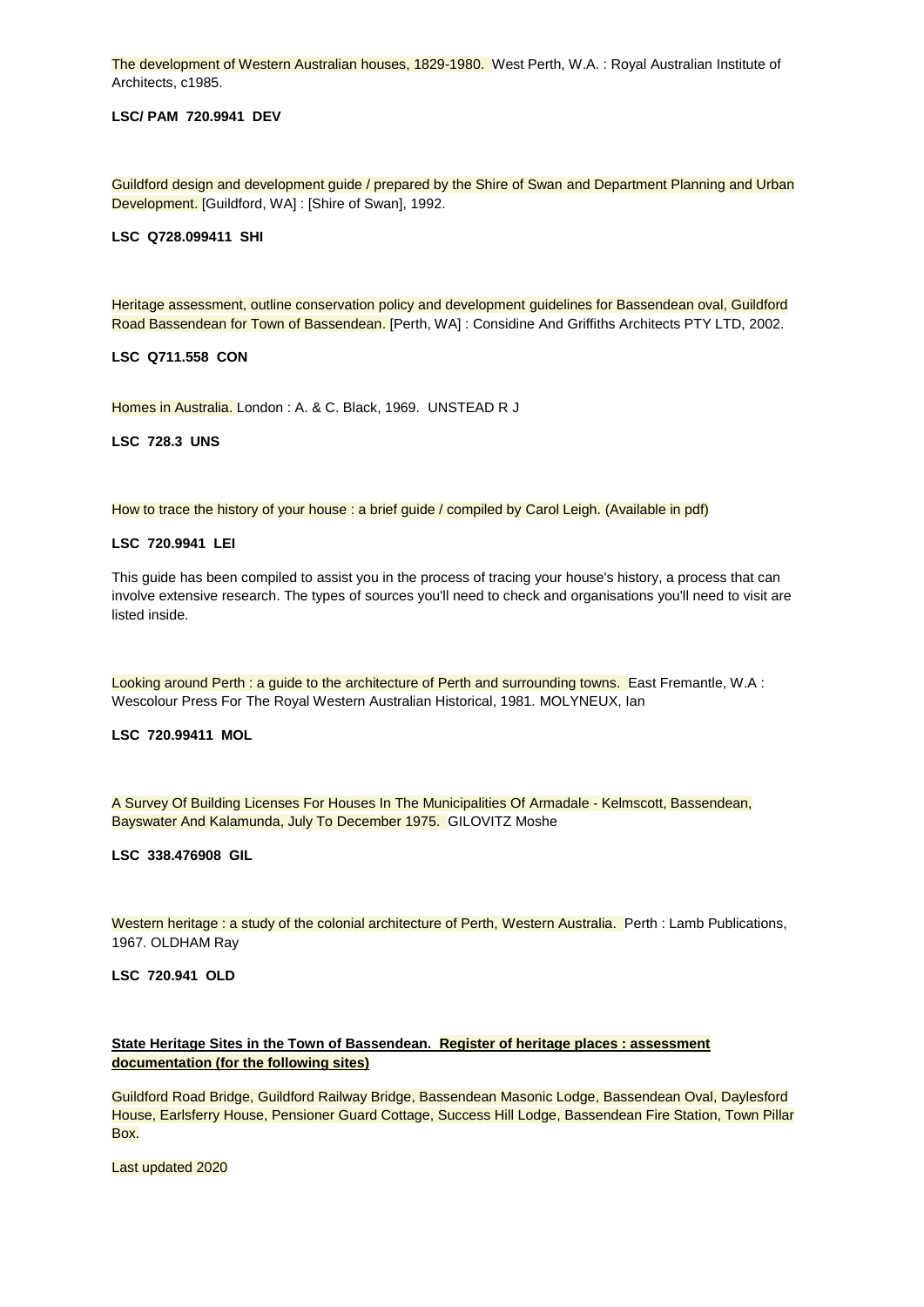The development of Western Australian houses, 1829-1980. West Perth, W.A. : Royal Australian Institute of Architects, c1985.

**LSC/ PAM 720.9941 DEV**

Guildford design and development guide / prepared by the Shire of Swan and Department Planning and Urban Development. [Guildford, WA] : [Shire of Swan], 1992.

**LSC Q728.099411 SHI**

Heritage assessment, outline conservation policy and development guidelines for Bassendean oval, Guildford Road Bassendean for Town of Bassendean. [Perth, WA] : Considine And Griffiths Architects PTY LTD, 2002.

**LSC Q711.558 CON**

Homes in Australia. London : A. & C. Black, 1969. UNSTEAD R J

**LSC 728.3 UNS**

How to trace the history of your house : a brief guide / compiled by Carol Leigh. (Available in pdf)

**LSC 720.9941 LEI**

This guide has been compiled to assist you in the process of tracing your house's history, a process that can involve extensive research. The types of sources you'll need to check and organisations you'll need to visit are listed inside.

Looking around Perth : a guide to the architecture of Perth and surrounding towns. East Fremantle, W.A : Wescolour Press For The Royal Western Australian Historical, 1981. MOLYNEUX, Ian

**LSC 720.99411 MOL**

A Survey Of Building Licenses For Houses In The Municipalities Of Armadale - Kelmscott, Bassendean, Bayswater And Kalamunda, July To December 1975. GILOVITZ Moshe

**LSC 338.476908 GIL**

Western heritage : a study of the colonial architecture of Perth, Western Australia. Perth : Lamb Publications, 1967. OLDHAM Ray

**LSC 720.941 OLD**

**State Heritage Sites in the Town of Bassendean. Register of heritage places : assessment documentation (for the following sites)**

Guildford Road Bridge, Guildford Railway Bridge, Bassendean Masonic Lodge, Bassendean Oval, Daylesford House, Earlsferry House, Pensioner Guard Cottage, Success Hill Lodge, Bassendean Fire Station, Town Pillar Box.

Last updated 2020